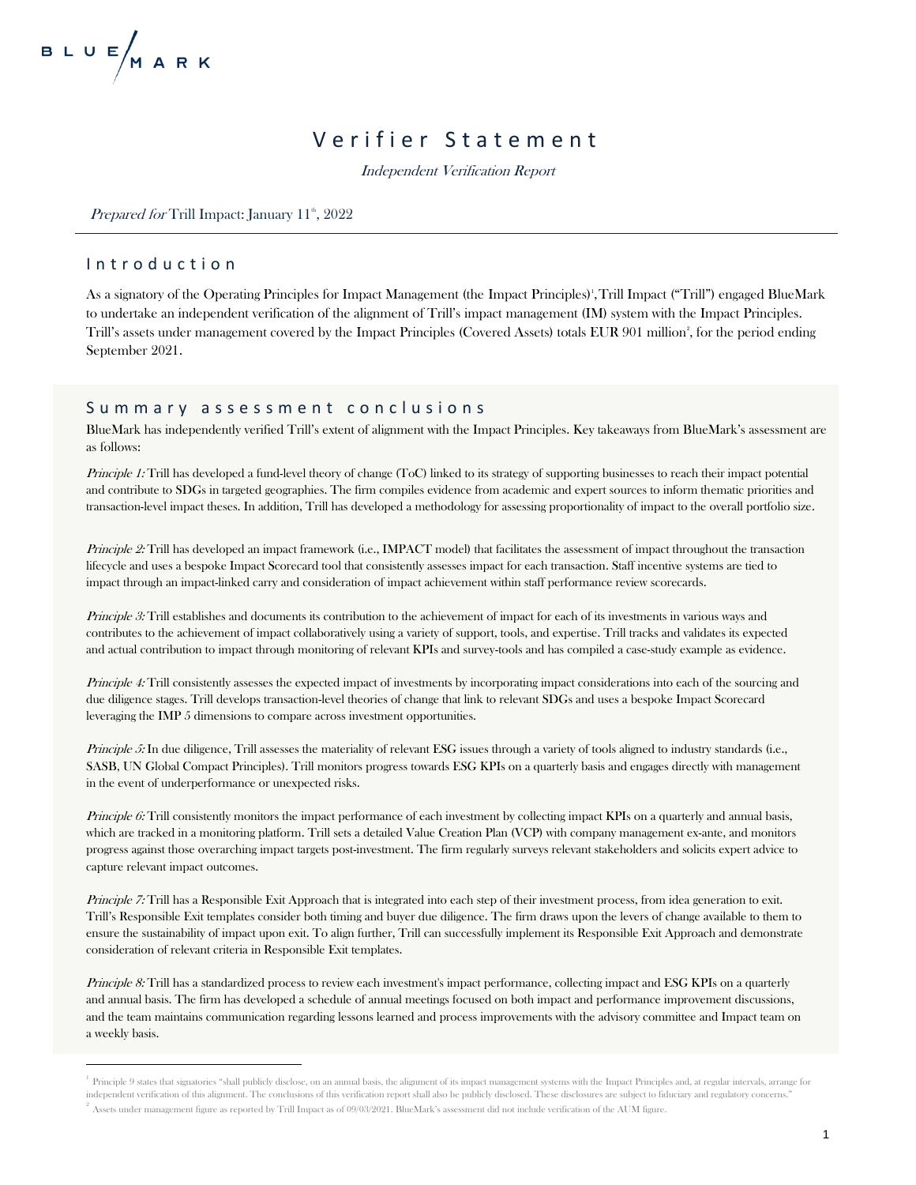BLUE MARK

# Verifier Statement

*Independent Verification Report*

*Prepared for* Trill Impact: January 11th, 2022

## Introduction

As a signatory of the Operating Principles for Impact Management (the Impact Principles)[1], Trill Impact ("Trill") engaged BlueMark to undertake an independent verification of the alignment of Trill's impact management (IM) system with the Impact Principles. Trill's assets under management covered by the Impact Principles (Covered Assets) totals EUR 901 million[2], for the period ending September 2021.

## Summary assessment conclusions

BlueMark has independently verified Trill's extent of alignment with the Impact Principles. Key takeaways from BlueMark's assessment are as follows:

*Principle 1:* Trill has developed a fund-level theory of change (ToC) linked to its strategy of supporting businesses to reach their impact potential and contribute to SDGs in targeted geographies. The firm compiles evidence from academic and expert sources to inform thematic priorities and transaction-level impact theses. In addition, Trill has developed a methodology for assessing proportionality of impact to the overall portfolio size.

*Principle 2:* Trill has developed an impact framework (i.e., IMPACT model) that facilitates the assessment of impact throughout the transaction lifecycle and uses a bespoke Impact Scorecard tool that consistently assesses impact for each transaction. Staff incentive systems are tied to impact through an impact-linked carry and consideration of impact achievement within staff performance review scorecards.

*Principle 3:* Trill establishes and documents its contribution to the achievement of impact for each of its investments in various ways and contributes to the achievement of impact collaboratively using a variety of support, tools, and expertise. Trill tracks and validates its expected and actual contribution to impact through monitoring of relevant KPIs and survey-tools and has compiled a case-study example as evidence.

*Principle 4:* Trill consistently assesses the expected impact of investments by incorporating impact considerations into each of the sourcing and due diligence stages. Trill develops transaction-level theories of change that link to relevant SDGs and uses a bespoke Impact Scorecard leveraging the IMP 5 dimensions to compare across investment opportunities.

*Principle 5:* In due diligence, Trill assesses the materiality of relevant ESG issues through a variety of tools aligned to industry standards (i.e., SASB, UN Global Compact Principles). Trill monitors progress towards ESG KPIs on a quarterly basis and engages directly with management in the event of underperformance or unexpected risks.

*Principle 6:* Trill consistently monitors the impact performance of each investment by collecting impact KPIs on a quarterly and annual basis, which are tracked in a monitoring platform. Trill sets a detailed Value Creation Plan (VCP) with company management ex-ante, and monitors progress against those overarching impact targets post-investment. The firm regularly surveys relevant stakeholders and solicits expert advice to capture relevant impact outcomes.

*Principle 7:* Trill has a Responsible Exit Approach that is integrated into each step of their investment process, from idea generation to exit. Trill's Responsible Exit templates consider both timing and buyer due diligence. The firm draws upon the levers of change available to them to ensure the sustainability of impact upon exit. To align further, Trill can successfully implement its Responsible Exit Approach and demonstrate consideration of relevant criteria in Responsible Exit templates.

*Principle 8:* Trill has a standardized process to review each investment's impact performance, collecting impact and ESG KPIs on a quarterly and annual basis. The firm has developed a schedule of annual meetings focused on both impact and performance improvement discussions, and the team maintains communication regarding lessons learned and process improvements with the advisory committee and Impact team on a weekly basis.

---

[1] Principle 9 states that signatories "shall publicly disclose, on an annual basis, the alignment of its impact management systems with the Impact Principles and, at regular intervals, arrange for independent verification of this alignment. The conclusions of this verification report shall also be publicly disclosed. These disclosures are subject to fiduciary and regulatory concerns."

[2] Assets under management figure as reported by Trill Impact as of 09/03/2021. BlueMark's assessment did not include verification of the AUM figure.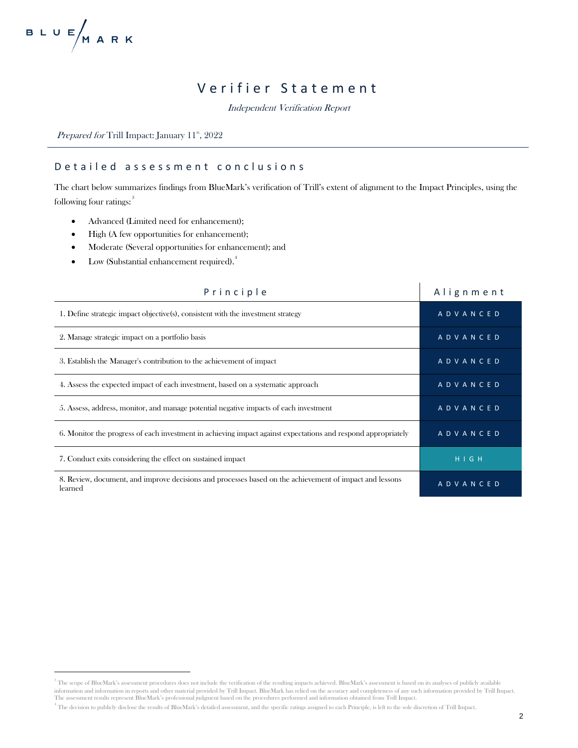# Verifier Statement

*Independent Verification Report*

*Prepared for* Trill Impact: January 11th, 2022

## Detailed assessment conclusions

The chart below summarizes findings from BlueMark's verification of Trill's extent of alignment to the Impact Principles, using the following four ratings:[3]

- Advanced (Limited need for enhancement);
- High (A few opportunities for enhancement);
- Moderate (Several opportunities for enhancement); and
- Low (Substantial enhancement required).[4]

| Principle | Alignment |
| --- | --- |
| 1. Define strategic impact objective(s), consistent with the investment strategy | ADVANCED |
| 2. Manage strategic impact on a portfolio basis | ADVANCED |
| 3. Establish the Manager's contribution to the achievement of impact | ADVANCED |
| 4. Assess the expected impact of each investment, based on a systematic approach | ADVANCED |
| 5. Assess, address, monitor, and manage potential negative impacts of each investment | ADVANCED |
| 6. Monitor the progress of each investment in achieving impact against expectations and respond appropriately | ADVANCED |
| 7. Conduct exits considering the effect on sustained impact | HIGH |
| 8. Review, document, and improve decisions and processes based on the achievement of impact and lessons learned | ADVANCED |

[3] The scope of BlueMark's assessment procedures does not include the verification of the resulting impacts achieved. BlueMark's assessment is based on its analyses of publicly available information and information in reports and other material provided by Trill Impact. BlueMark has relied on the accuracy and completeness of any such information provided by Trill Impact. The assessment results represent BlueMark's professional judgment based on the procedures performed and information obtained from Trill Impact.

[4] The decision to publicly disclose the results of BlueMark's detailed assessment, and the specific ratings assigned to each Principle, is left to the sole discretion of Trill Impact.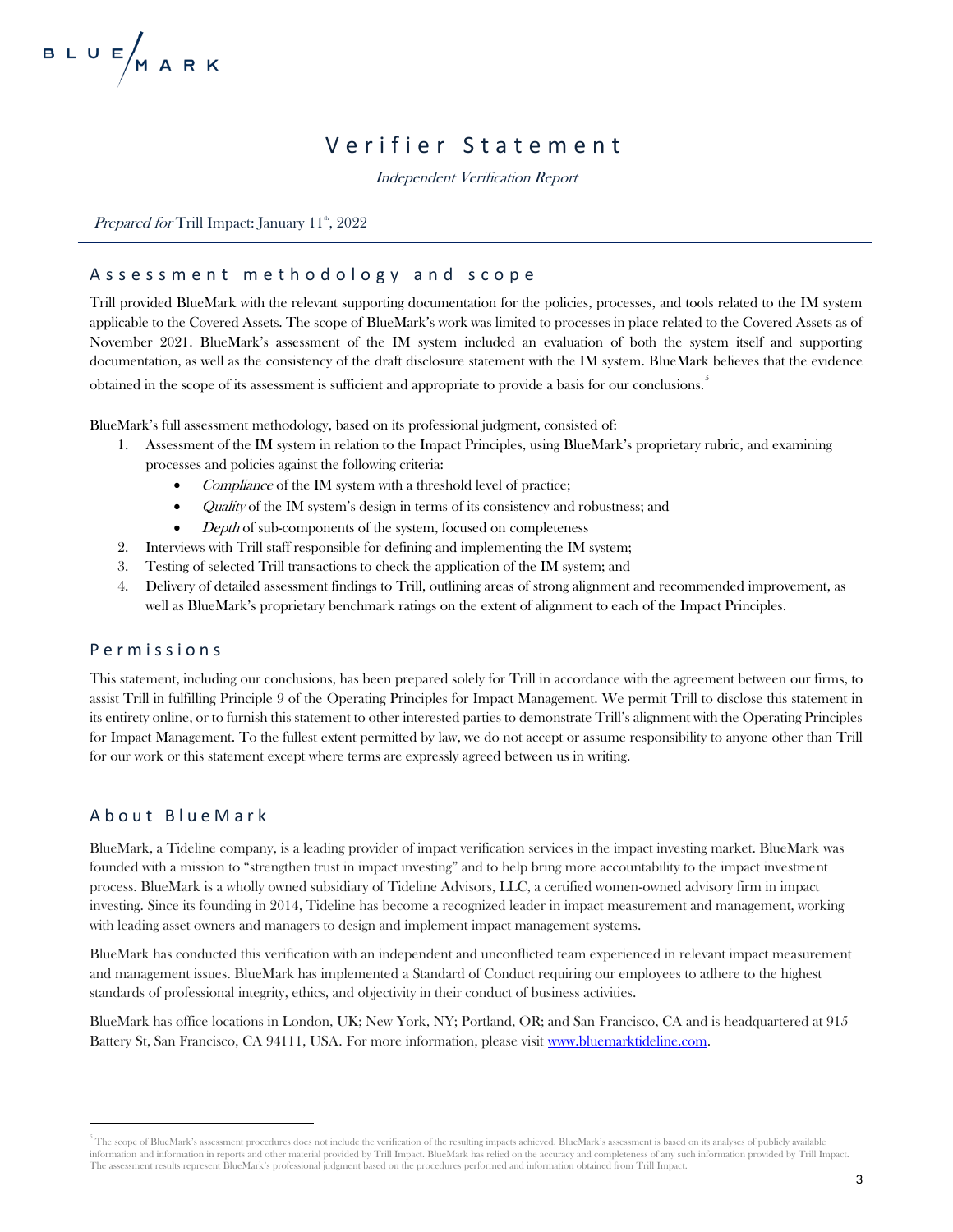# Verifier Statement

*Independent Verification Report*

*Prepared for* Trill Impact: January 11th, 2022

## Assessment methodology and scope

Trill provided BlueMark with the relevant supporting documentation for the policies, processes, and tools related to the IM system applicable to the Covered Assets. The scope of BlueMark's work was limited to processes in place related to the Covered Assets as of November 2021. BlueMark's assessment of the IM system included an evaluation of both the system itself and supporting documentation, as well as the consistency of the draft disclosure statement with the IM system. BlueMark believes that the evidence obtained in the scope of its assessment is sufficient and appropriate to provide a basis for our conclusions.[5]

BlueMark's full assessment methodology, based on its professional judgment, consisted of:

1. Assessment of the IM system in relation to the Impact Principles, using BlueMark's proprietary rubric, and examining processes and policies against the following criteria:
   - *Compliance* of the IM system with a threshold level of practice;
   - *Quality* of the IM system's design in terms of its consistency and robustness; and
   - *Depth* of sub-components of the system, focused on completeness
2. Interviews with Trill staff responsible for defining and implementing the IM system;
3. Testing of selected Trill transactions to check the application of the IM system; and
4. Delivery of detailed assessment findings to Trill, outlining areas of strong alignment and recommended improvement, as well as BlueMark's proprietary benchmark ratings on the extent of alignment to each of the Impact Principles.

## Permissions

This statement, including our conclusions, has been prepared solely for Trill in accordance with the agreement between our firms, to assist Trill in fulfilling Principle 9 of the Operating Principles for Impact Management. We permit Trill to disclose this statement in its entirety online, or to furnish this statement to other interested parties to demonstrate Trill's alignment with the Operating Principles for Impact Management. To the fullest extent permitted by law, we do not accept or assume responsibility to anyone other than Trill for our work or this statement except where terms are expressly agreed between us in writing.

## About BlueMark

BlueMark, a Tideline company, is a leading provider of impact verification services in the impact investing market. BlueMark was founded with a mission to "strengthen trust in impact investing" and to help bring more accountability to the impact investment process. BlueMark is a wholly owned subsidiary of Tideline Advisors, LLC, a certified women-owned advisory firm in impact investing. Since its founding in 2014, Tideline has become a recognized leader in impact measurement and management, working with leading asset owners and managers to design and implement impact management systems.

BlueMark has conducted this verification with an independent and unconflicted team experienced in relevant impact measurement and management issues. BlueMark has implemented a Standard of Conduct requiring our employees to adhere to the highest standards of professional integrity, ethics, and objectivity in their conduct of business activities.

BlueMark has office locations in London, UK; New York, NY; Portland, OR; and San Francisco, CA and is headquartered at 915 Battery St, San Francisco, CA 94111, USA. For more information, please visit [www.bluemarktideline.com](www.bluemarktideline.com).

---

[5] The scope of BlueMark's assessment procedures does not include the verification of the resulting impacts achieved. BlueMark's assessment is based on its analyses of publicly available information and information in reports and other material provided by Trill Impact. BlueMark has relied on the accuracy and completeness of any such information provided by Trill Impact. The assessment results represent BlueMark's professional judgment based on the procedures performed and information obtained from Trill Impact.